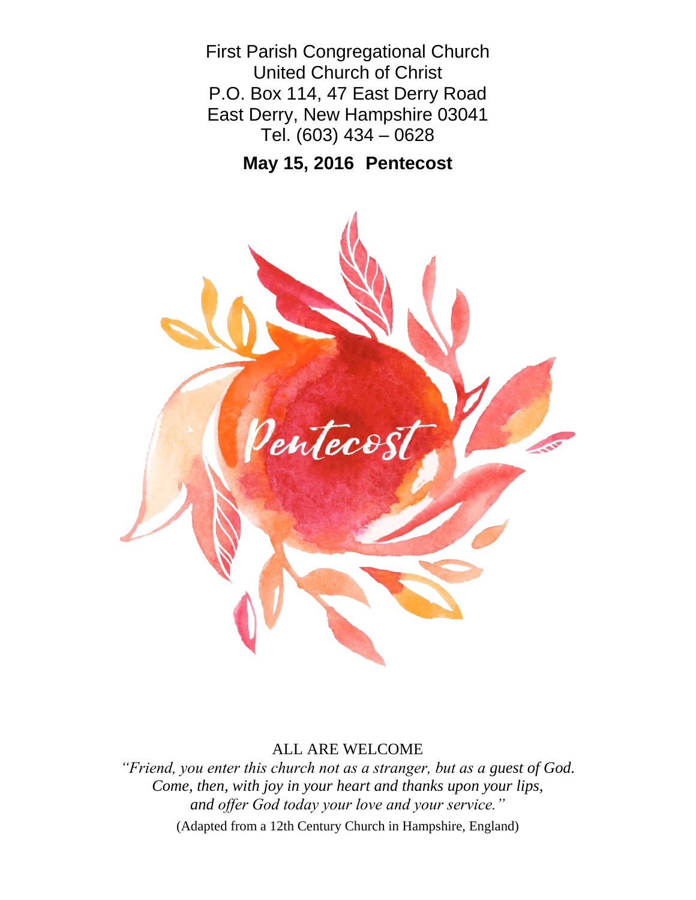First Parish Congregational Church
United Church of Christ
P.O. Box 114, 47 East Derry Road
East Derry, New Hampshire 03041
Tel. (603) 434 – 0628

**May 15, 2016 Pentecost**

Pentecost

ALL ARE WELCOME

*"Friend, you enter this church not as a stranger, but as a guest of God.*
*Come, then, with joy in your heart and thanks upon your lips,*
*and offer God today your love and your service."*

(Adapted from a 12th Century Church in Hampshire, England)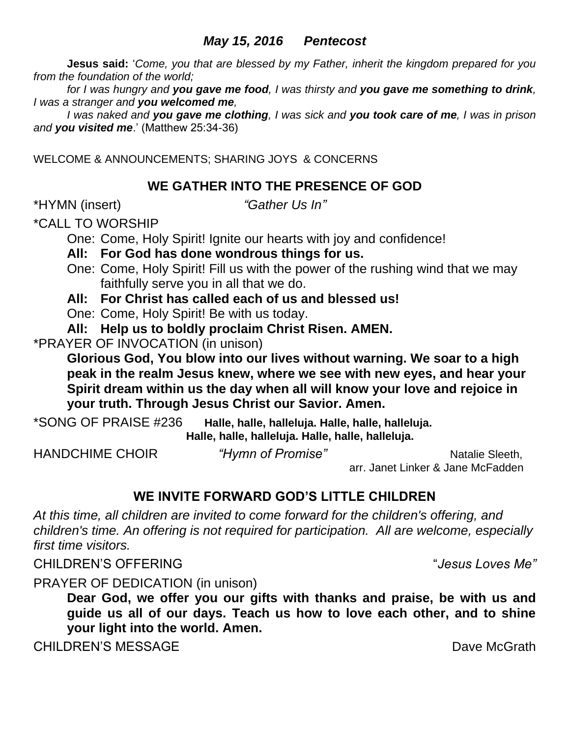### *May 15, 2016 Pentecost*

**Jesus said:** '*Come, you that are blessed by my Father, inherit the kingdom prepared for you from the foundation of the world;*

*for I was hungry and **you gave me food**, I was thirsty and **you gave me something to drink**, I was a stranger and **you welcomed me**,*

*I was naked and **you gave me clothing**, I was sick and **you took care of me**, I was in prison and **you visited me**.*' (Matthew 25:34-36)

WELCOME & ANNOUNCEMENTS; SHARING JOYS & CONCERNS

## WE GATHER INTO THE PRESENCE OF GOD

*HYMN (insert) *"Gather Us In"*

*CALL TO WORSHIP

One: Come, Holy Spirit! Ignite our hearts with joy and confidence!

**All: For God has done wondrous things for us.**

One: Come, Holy Spirit! Fill us with the power of the rushing wind that we may faithfully serve you in all that we do.

**All: For Christ has called each of us and blessed us!**

One: Come, Holy Spirit! Be with us today.

**All: Help us to boldly proclaim Christ Risen. AMEN.**

*PRAYER OF INVOCATION (in unison)

**Glorious God, You blow into our lives without warning. We soar to a high peak in the realm Jesus knew, where we see with new eyes, and hear your Spirit dream within us the day when all will know your love and rejoice in your truth. Through Jesus Christ our Savior. Amen.**

*SONG OF PRAISE #236 **Halle, halle, halleluja. Halle, halle, halleluja.**
**Halle, halle, halleluja. Halle, halle, halleluja.**

HANDCHIME CHOIR *"Hymn of Promise"* Natalie Sleeth,
arr. Janet Linker & Jane McFadden

## WE INVITE FORWARD GOD'S LITTLE CHILDREN

*At this time, all children are invited to come forward for the children's offering, and children's time. An offering is not required for participation. All are welcome, especially first time visitors.*

CHILDREN'S OFFERING "*Jesus Loves Me"*

PRAYER OF DEDICATION (in unison)

**Dear God, we offer you our gifts with thanks and praise, be with us and guide us all of our days. Teach us how to love each other, and to shine your light into the world. Amen.**

CHILDREN'S MESSAGE Dave McGrath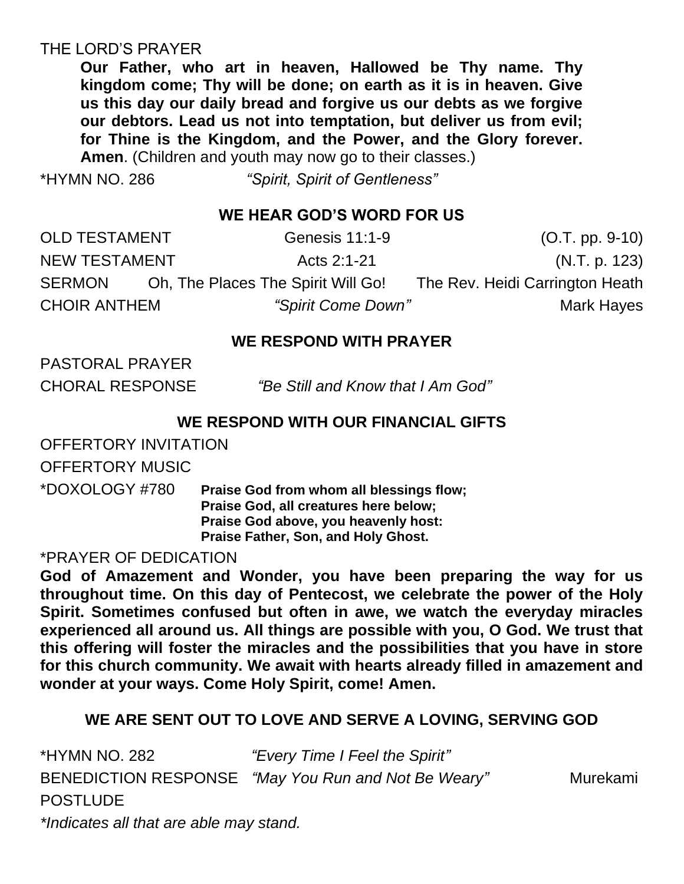THE LORD'S PRAYER

**Our Father, who art in heaven, Hallowed be Thy name. Thy kingdom come; Thy will be done; on earth as it is in heaven. Give us this day our daily bread and forgive us our debts as we forgive our debtors. Lead us not into temptation, but deliver us from evil; for Thine is the Kingdom, and the Power, and the Glory forever. Amen**. (Children and youth may now go to their classes.)

*HYMN NO. 286 *"Spirit, Spirit of Gentleness"*

### WE HEAR GOD'S WORD FOR US

OLD TESTAMENT Genesis 11:1-9 (O.T. pp. 9-10)

NEW TESTAMENT Acts 2:1-21 (N.T. p. 123)

SERMON Oh, The Places The Spirit Will Go! The Rev. Heidi Carrington Heath

CHOIR ANTHEM *"Spirit Come Down"* Mark Hayes

### WE RESPOND WITH PRAYER

PASTORAL PRAYER

CHORAL RESPONSE *"Be Still and Know that I Am God"*

### WE RESPOND WITH OUR FINANCIAL GIFTS

OFFERTORY INVITATION

OFFERTORY MUSIC

*DOXOLOGY #780 **Praise God from whom all blessings flow;**
**Praise God, all creatures here below;**
**Praise God above, you heavenly host:**
**Praise Father, Son, and Holy Ghost.**

*PRAYER OF DEDICATION

**God of Amazement and Wonder, you have been preparing the way for us throughout time. On this day of Pentecost, we celebrate the power of the Holy Spirit. Sometimes confused but often in awe, we watch the everyday miracles experienced all around us. All things are possible with you, O God. We trust that this offering will foster the miracles and the possibilities that you have in store for this church community. We await with hearts already filled in amazement and wonder at your ways. Come Holy Spirit, come! Amen.**

### WE ARE SENT OUT TO LOVE AND SERVE A LOVING, SERVING GOD

*HYMN NO. 282 *"Every Time I Feel the Spirit"*

BENEDICTION RESPONSE *"May You Run and Not Be Weary"* Murekami

POSTLUDE

*\*Indicates all that are able may stand.*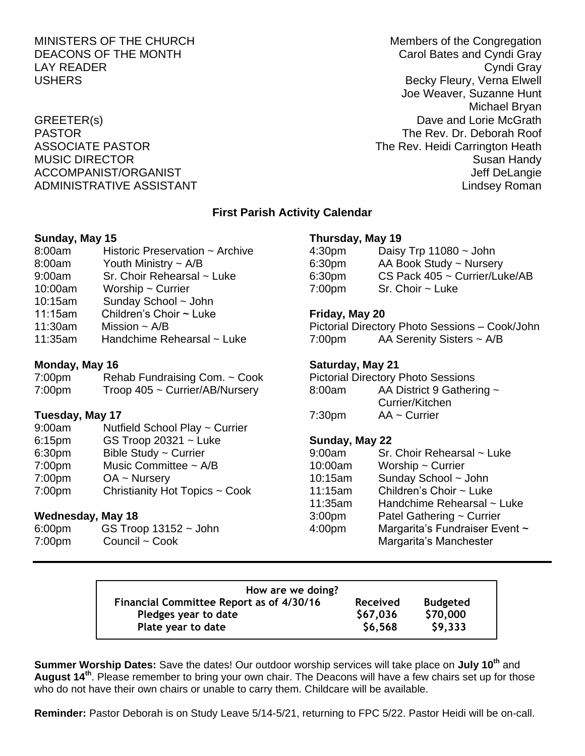| | |
|---|---|
| MINISTERS OF THE CHURCH | Members of the Congregation |
| DEACONS OF THE MONTH | Carol Bates and Cyndi Gray |
| LAY READER | Cyndi Gray |
| USHERS | Becky Fleury, Verna Elwell<br>Joe Weaver, Suzanne Hunt<br>Michael Bryan |
| GREETER(s) | Dave and Lorie McGrath |
| PASTOR | The Rev. Dr. Deborah Roof |
| ASSOCIATE PASTOR | The Rev. Heidi Carrington Heath |
| MUSIC DIRECTOR | Susan Handy |
| ACCOMPANIST/ORGANIST | Jeff DeLangie |
| ADMINISTRATIVE ASSISTANT | Lindsey Roman |

## First Parish Activity Calendar

**Sunday, May 15**

| | |
|---|---|
| 8:00am | Historic Preservation ~ Archive |
| 8:00am | Youth Ministry ~ A/B |
| 9:00am | Sr. Choir Rehearsal ~ Luke |
| 10:00am | Worship ~ Currier |
| 10:15am | Sunday School ~ John |
| 11:15am | Children's Choir ~ Luke |
| 11:30am | Mission ~ A/B |
| 11:35am | Handchime Rehearsal ~ Luke |

**Monday, May 16**

| | |
|---|---|
| 7:00pm | Rehab Fundraising Com. ~ Cook |
| 7:00pm | Troop 405 ~ Currier/AB/Nursery |

**Tuesday, May 17**

| | |
|---|---|
| 9:00am | Nutfield School Play ~ Currier |
| 6:15pm | GS Troop 20321 ~ Luke |
| 6:30pm | Bible Study ~ Currier |
| 7:00pm | Music Committee ~ A/B |
| 7:00pm | OA ~ Nursery |
| 7:00pm | Christianity Hot Topics ~ Cook |

**Wednesday, May 18**

| | |
|---|---|
| 6:00pm | GS Troop 13152 ~ John |
| 7:00pm | Council ~ Cook |

**Thursday, May 19**

| | |
|---|---|
| 4:30pm | Daisy Trp 11080 ~ John |
| 6:30pm | AA Book Study ~ Nursery |
| 6:30pm | CS Pack 405 ~ Currier/Luke/AB |
| 7:00pm | Sr. Choir ~ Luke |

**Friday, May 20**

Pictorial Directory Photo Sessions – Cook/John

| | |
|---|---|
| 7:00pm | AA Serenity Sisters ~ A/B |

**Saturday, May 21**

Pictorial Directory Photo Sessions

| | |
|---|---|
| 8:00am | AA District 9 Gathering ~ Currier/Kitchen |
| 7:30pm | AA ~ Currier |

**Sunday, May 22**

| | |
|---|---|
| 9:00am | Sr. Choir Rehearsal ~ Luke |
| 10:00am | Worship ~ Currier |
| 10:15am | Sunday School ~ John |
| 11:15am | Children's Choir ~ Luke |
| 11:35am | Handchime Rehearsal ~ Luke |
| 3:00pm | Patel Gathering ~ Currier |
| 4:00pm | Margarita's Fundraiser Event ~ Margarita's Manchester |

**How are we doing?**

| Financial Committee Report as of 4/30/16 | Received | Budgeted |
|---|---|---|
| Pledges year to date | $67,036 | $70,000 |
| Plate year to date | $6,568 | $9,333 |

**Summer Worship Dates:** Save the dates! Our outdoor worship services will take place on **July 10th** and **August 14th**. Please remember to bring your own chair. The Deacons will have a few chairs set up for those who do not have their own chairs or unable to carry them. Childcare will be available.

**Reminder:** Pastor Deborah is on Study Leave 5/14-5/21, returning to FPC 5/22. Pastor Heidi will be on-call.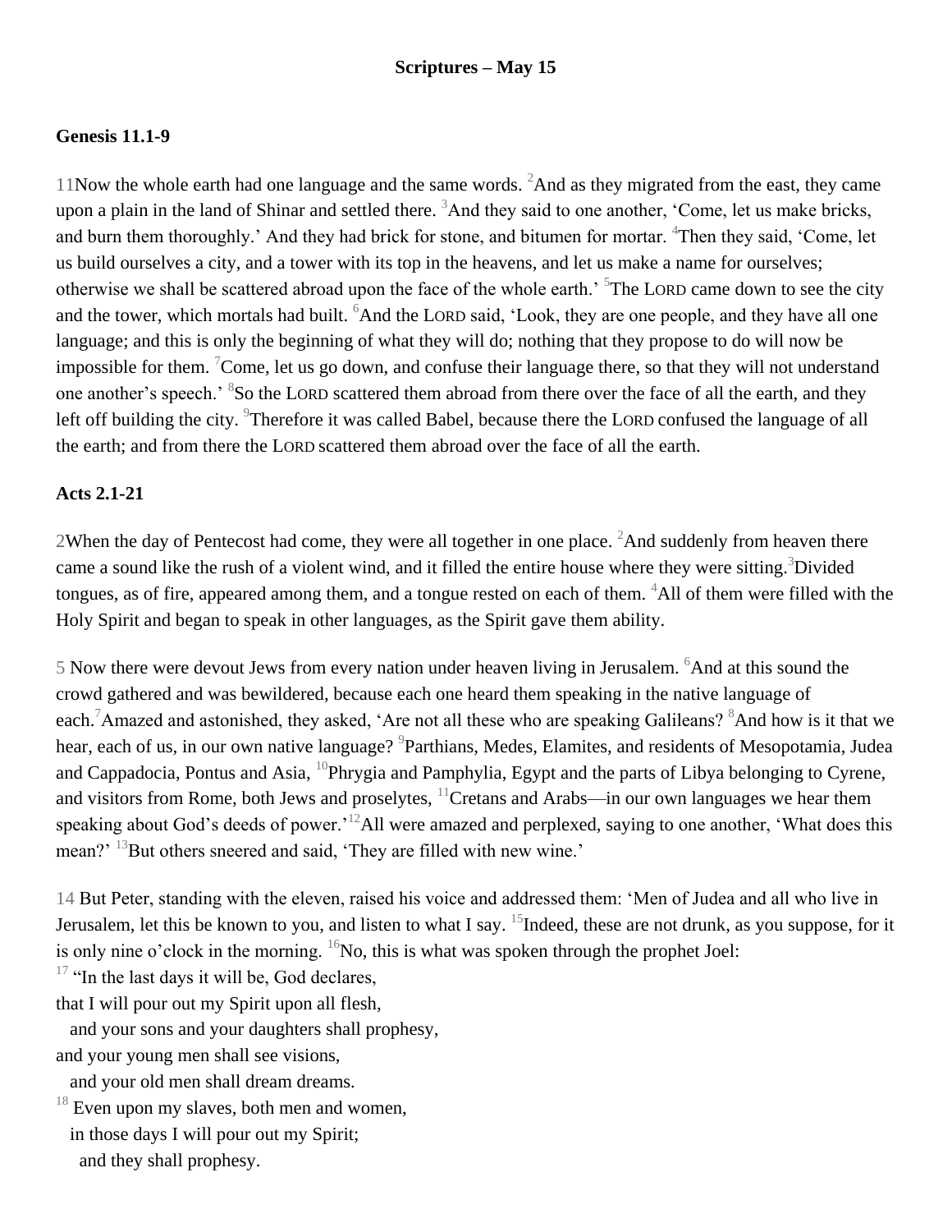**Scriptures – May 15**

**Genesis 11.1-9**

11Now the whole earth had one language and the same words. [2]And as they migrated from the east, they came upon a plain in the land of Shinar and settled there. [3]And they said to one another, 'Come, let us make bricks, and burn them thoroughly.' And they had brick for stone, and bitumen for mortar. [4]Then they said, 'Come, let us build ourselves a city, and a tower with its top in the heavens, and let us make a name for ourselves; otherwise we shall be scattered abroad upon the face of the whole earth.' [5]The LORD came down to see the city and the tower, which mortals had built. [6]And the LORD said, 'Look, they are one people, and they have all one language; and this is only the beginning of what they will do; nothing that they propose to do will now be impossible for them. [7]Come, let us go down, and confuse their language there, so that they will not understand one another's speech.' [8]So the LORD scattered them abroad from there over the face of all the earth, and they left off building the city. [9]Therefore it was called Babel, because there the LORD confused the language of all the earth; and from there the LORD scattered them abroad over the face of all the earth.

**Acts 2.1-21**

2When the day of Pentecost had come, they were all together in one place. [2]And suddenly from heaven there came a sound like the rush of a violent wind, and it filled the entire house where they were sitting.[3]Divided tongues, as of fire, appeared among them, and a tongue rested on each of them. [4]All of them were filled with the Holy Spirit and began to speak in other languages, as the Spirit gave them ability.

5 Now there were devout Jews from every nation under heaven living in Jerusalem. [6]And at this sound the crowd gathered and was bewildered, because each one heard them speaking in the native language of each.[7]Amazed and astonished, they asked, 'Are not all these who are speaking Galileans? [8]And how is it that we hear, each of us, in our own native language? [9]Parthians, Medes, Elamites, and residents of Mesopotamia, Judea and Cappadocia, Pontus and Asia, [10]Phrygia and Pamphylia, Egypt and the parts of Libya belonging to Cyrene, and visitors from Rome, both Jews and proselytes, [11]Cretans and Arabs—in our own languages we hear them speaking about God's deeds of power.'[12]All were amazed and perplexed, saying to one another, 'What does this mean?' [13]But others sneered and said, 'They are filled with new wine.'

14 But Peter, standing with the eleven, raised his voice and addressed them: 'Men of Judea and all who live in Jerusalem, let this be known to you, and listen to what I say. [15]Indeed, these are not drunk, as you suppose, for it is only nine o'clock in the morning. [16]No, this is what was spoken through the prophet Joel:

[17] "In the last days it will be, God declares,
that I will pour out my Spirit upon all flesh,
  and your sons and your daughters shall prophesy,
and your young men shall see visions,
  and your old men shall dream dreams.
[18] Even upon my slaves, both men and women,
  in those days I will pour out my Spirit;
    and they shall prophesy.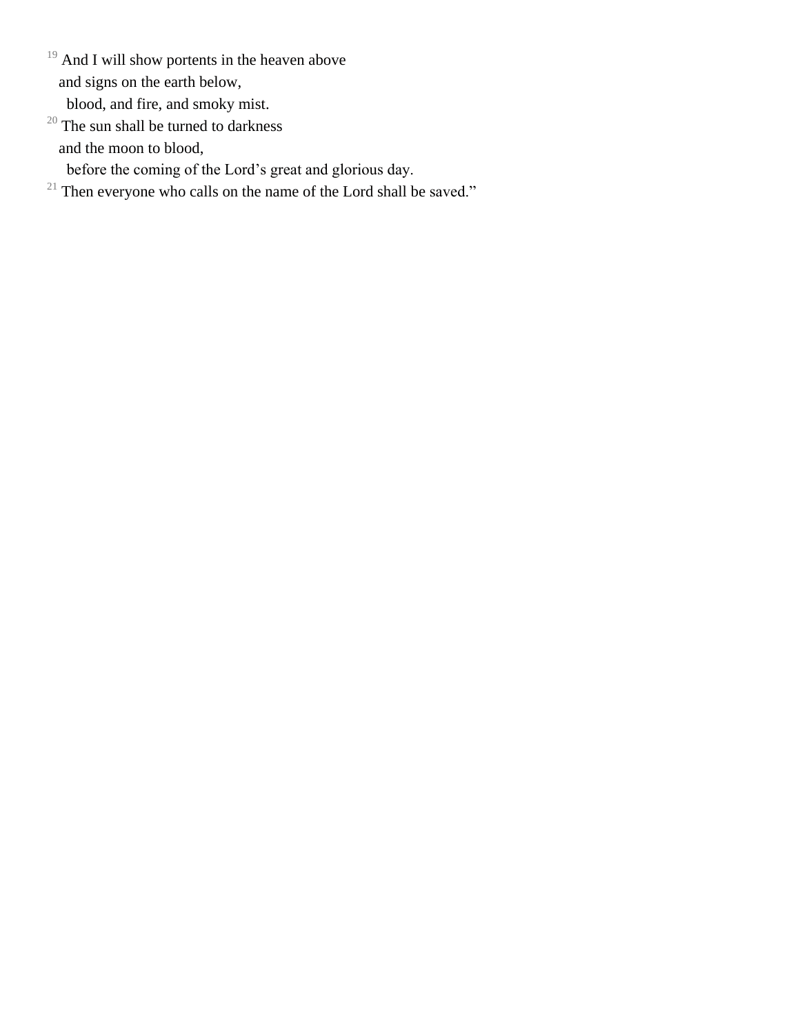[19] And I will show portents in the heaven above  
and signs on the earth below,  
blood, and fire, and smoky mist.  
[20] The sun shall be turned to darkness  
and the moon to blood,  
before the coming of the Lord's great and glorious day.  
[21] Then everyone who calls on the name of the Lord shall be saved."